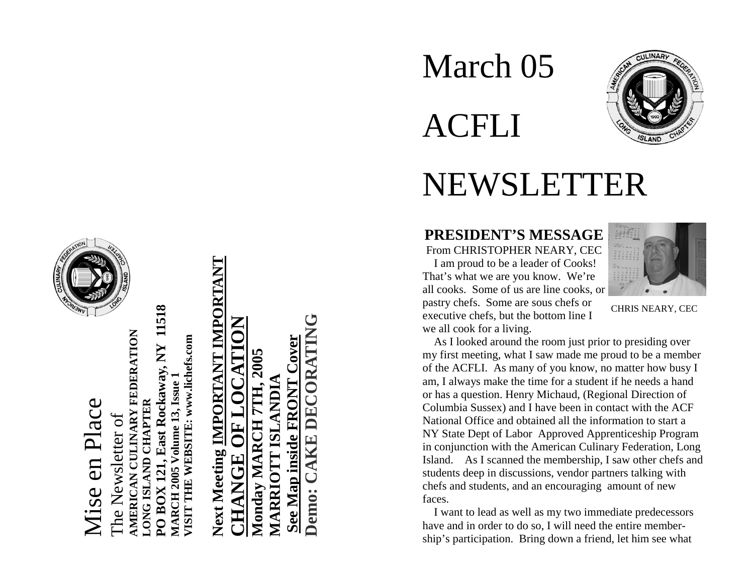# Mise en Place

The Newsletter of

**AMERICAN CULINARY FEDERATION**
**LONG ISLAND CHAPTER**
**PO BOX 121, East Rockaway, NY 11518**
**MARCH 2005 Volume 13, Issue 1**
**VISIT THE WEBSITE: www.lichefs.com**

**Next Meeting IMPORTANT IMPORTANT**
**CHANGE OF LOCATION**
**Monday MARCH 7TH, 2005**
**MARRIOTT ISLANDIA**
**See Map inside FRONT Cover**
**Demo: CAKE DECORATING**

# March 05 ACFLI NEWSLETTER

## PRESIDENT'S MESSAGE

From CHRISTOPHER NEARY, CEC

CHRIS NEARY, CEC

I am proud to be a leader of Cooks! That's what we are you know. We're all cooks. Some of us are line cooks, or pastry chefs. Some are sous chefs or executive chefs, but the bottom line I we all cook for a living.

As I looked around the room just prior to presiding over my first meeting, what I saw made me proud to be a member of the ACFLI. As many of you know, no matter how busy I am, I always make the time for a student if he needs a hand or has a question. Henry Michaud, (Regional Direction of Columbia Sussex) and I have been in contact with the ACF National Office and obtained all the information to start a NY State Dept of Labor Approved Apprenticeship Program in conjunction with the American Culinary Federation, Long Island. As I scanned the membership, I saw other chefs and students deep in discussions, vendor partners talking with chefs and students, and an encouraging amount of new faces.

I want to lead as well as my two immediate predecessors have and in order to do so, I will need the entire membership's participation. Bring down a friend, let him see what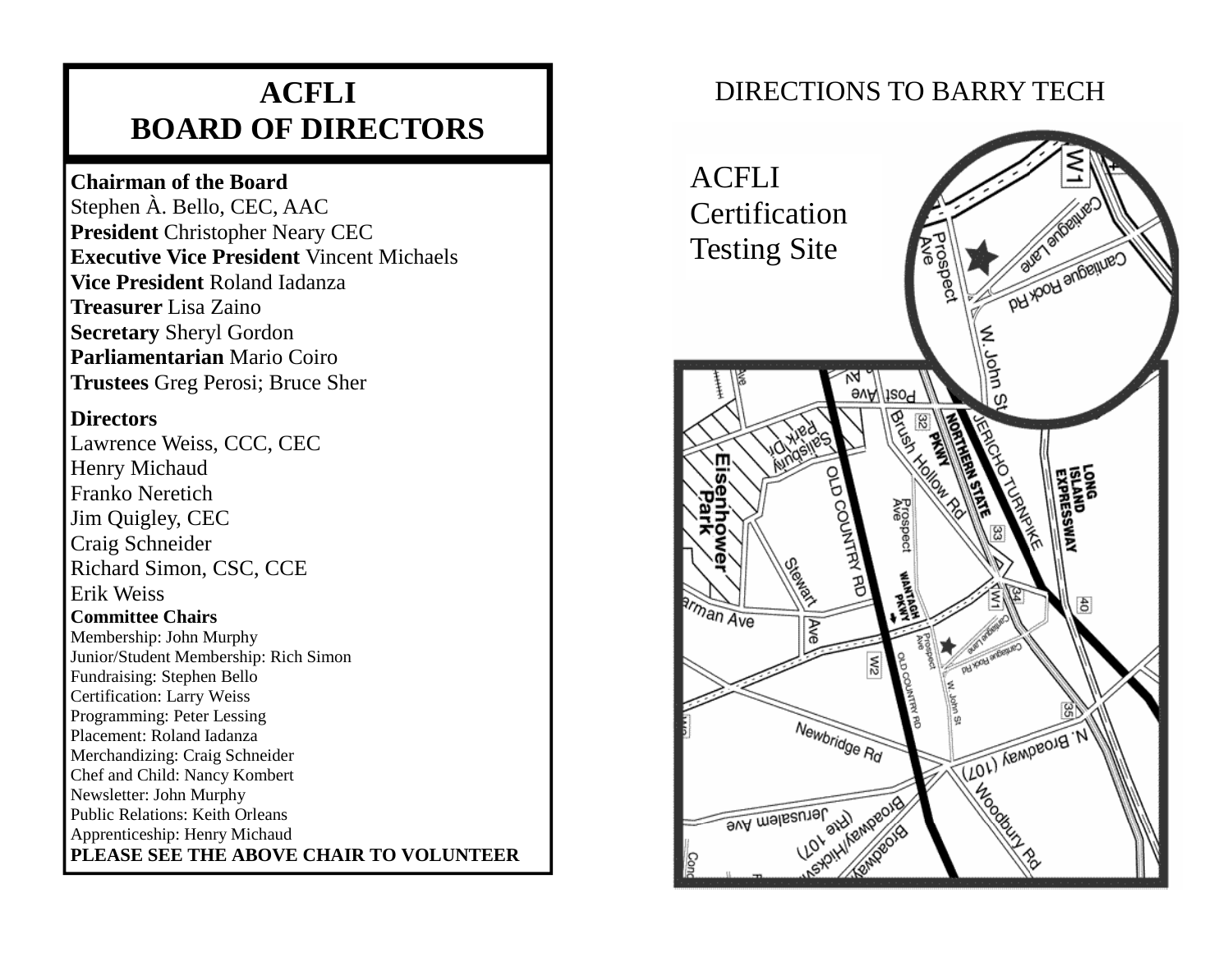# ACFLI BOARD OF DIRECTORS

**Chairman of the Board**
Stephen À. Bello, CEC, AAC
**President** Christopher Neary CEC
**Executive Vice President** Vincent Michaels
**Vice President** Roland Iadanza
**Treasurer** Lisa Zaino
**Secretary** Sheryl Gordon
**Parliamentarian** Mario Coiro
**Trustees** Greg Perosi; Bruce Sher

**Directors**
Lawrence Weiss, CCC, CEC
Henry Michaud
Franko Neretich
Jim Quigley, CEC
Craig Schneider
Richard Simon, CSC, CCE
Erik Weiss

**Committee Chairs**
Membership: John Murphy
Junior/Student Membership: Rich Simon
Fundraising: Stephen Bello
Certification: Larry Weiss
Programming: Peter Lessing
Placement: Roland Iadanza
Merchandizing: Craig Schneider
Chef and Child: Nancy Kombert
Newsletter: John Murphy
Public Relations: Keith Orleans
Apprenticeship: Henry Michaud
**PLEASE SEE THE ABOVE CHAIR TO VOLUNTEER**

## DIRECTIONS TO BARRY TECH

ACFLI Certification Testing Site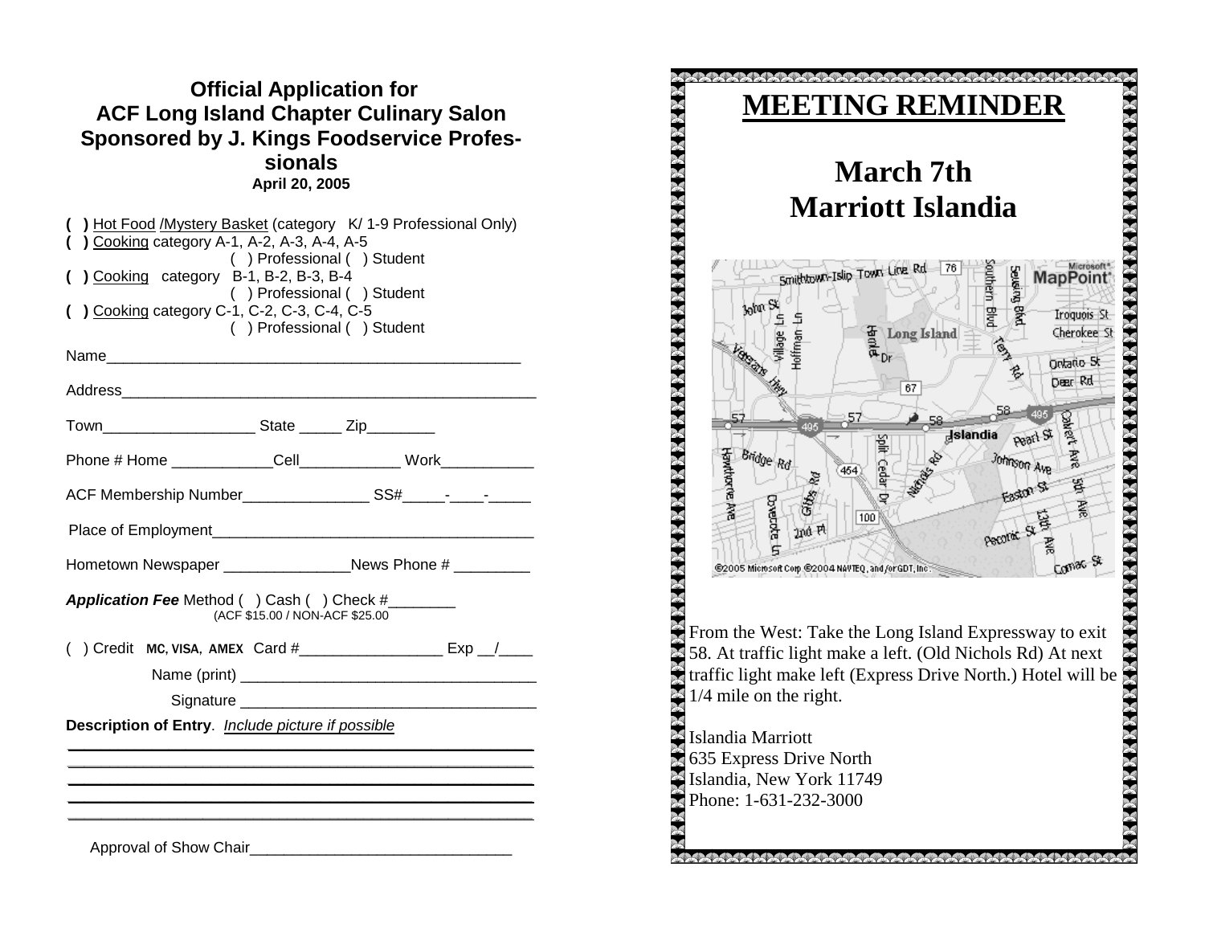## Official Application for ACF Long Island Chapter Culinary Salon Sponsored by J. Kings Foodservice Professionals

**April 20, 2005**

**( )** Hot Food /Mystery Basket (category K/ 1-9 Professional Only)
**( )** Cooking category A-1, A-2, A-3, A-4, A-5
( ) Professional ( ) Student
**( )** Cooking category B-1, B-2, B-3, B-4
( ) Professional ( ) Student
**( )** Cooking category C-1, C-2, C-3, C-4, C-5
( ) Professional ( ) Student

Name_______________________________________________

Address_____________________________________________

Town_________________ State _____ Zip________

Phone # Home ____________Cell____________ Work___________

ACF Membership Number_______________ SS#_____-____-_____

Place of Employment______________________________________

Hometown Newspaper _______________News Phone # _________

***Application Fee*** Method ( ) Cash ( ) Check #________
(ACF $15.00 / NON-ACF $25.00

( ) Credit **MC, VISA, AMEX** Card #_________________ Exp __/____

Name (print) __________________________________

Signature __________________________________

**Description of Entry**. *Include picture if possible*

_______________________________________________

_______________________________________________

_______________________________________________

_______________________________________________

_______________________________________________

Approval of Show Chair_______________________________

# MEETING REMINDER

## March 7th
## Marriott Islandia

From the West: Take the Long Island Expressway to exit 58. At traffic light make a left. (Old Nichols Rd) At next traffic light make left (Express Drive North.) Hotel will be 1/4 mile on the right.

Islandia Marriott
635 Express Drive North
Islandia, New York 11749
Phone: 1-631-232-3000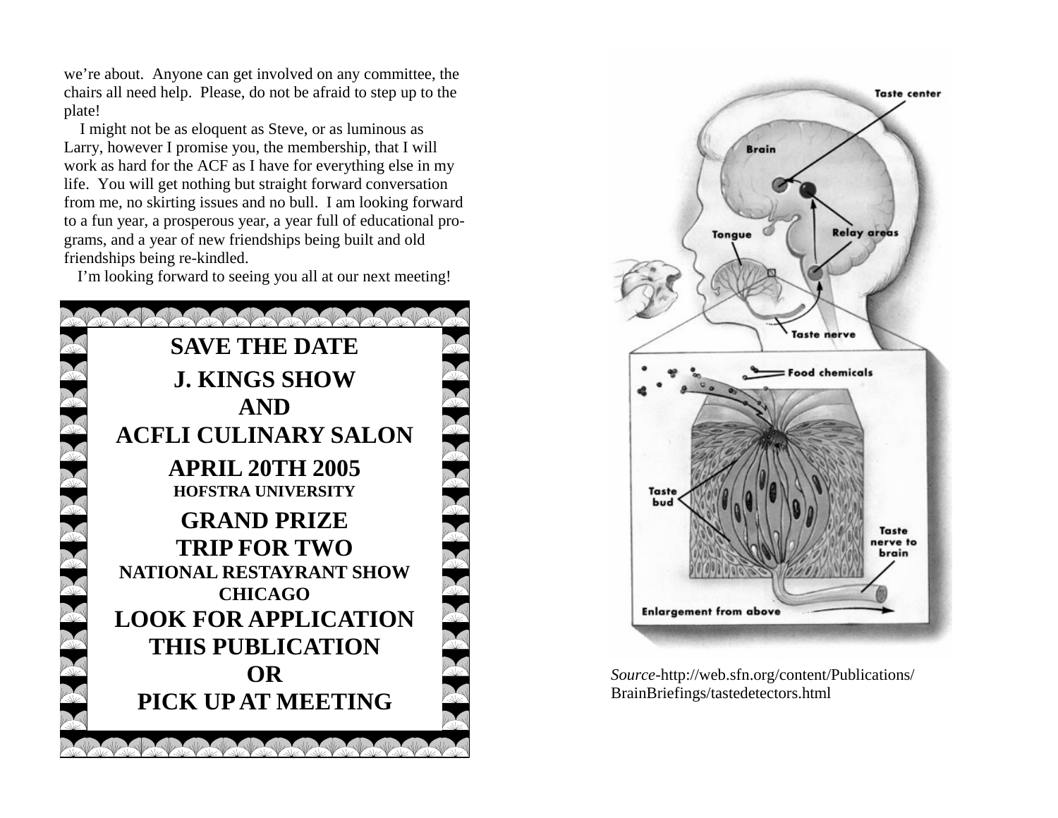we’re about. Anyone can get involved on any committee, the chairs all need help. Please, do not be afraid to step up to the plate!

I might not be as eloquent as Steve, or as luminous as Larry, however I promise you, the membership, that I will work as hard for the ACF as I have for everything else in my life. You will get nothing but straight forward conversation from me, no skirting issues and no bull. I am looking forward to a fun year, a prosperous year, a year full of educational programs, and a year of new friendships being built and old friendships being re-kindled.

I’m looking forward to seeing you all at our next meeting!

**SAVE THE DATE**

**J. KINGS SHOW**
**AND**
**ACFLI CULINARY SALON**

**APRIL 20TH 2005**
**HOFSTRA UNIVERSITY**

**GRAND PRIZE**
**TRIP FOR TWO**
**NATIONAL RESTAYRANT SHOW**
**CHICAGO**
**LOOK FOR APPLICATION**
**THIS PUBLICATION**
**OR**
**PICK UP AT MEETING**

*Source*-http://web.sfn.org/content/Publications/BrainBriefings/tastedetectors.html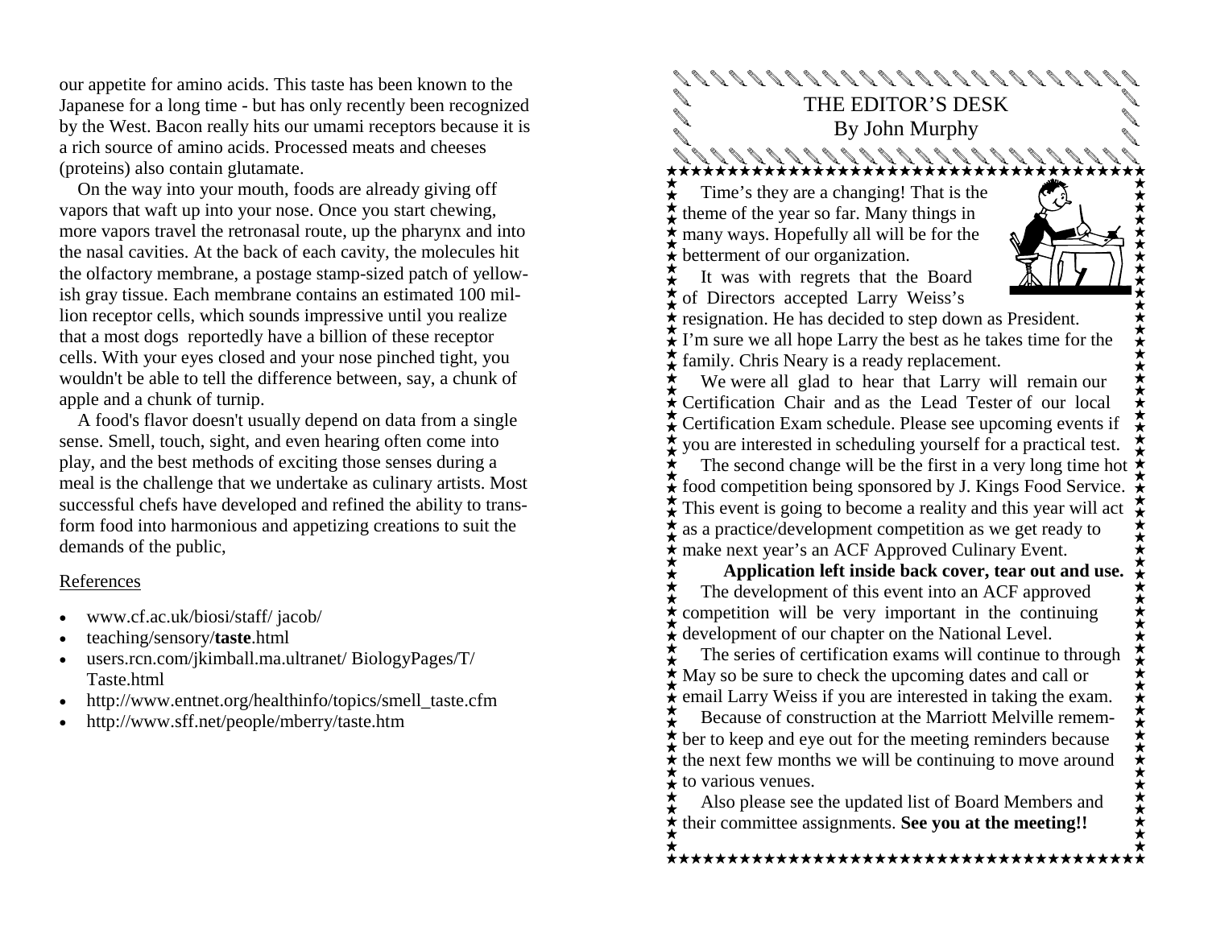our appetite for amino acids. This taste has been known to the Japanese for a long time - but has only recently been recognized by the West. Bacon really hits our umami receptors because it is a rich source of amino acids. Processed meats and cheeses (proteins) also contain glutamate.

On the way into your mouth, foods are already giving off vapors that waft up into your nose. Once you start chewing, more vapors travel the retronasal route, up the pharynx and into the nasal cavities. At the back of each cavity, the molecules hit the olfactory membrane, a postage stamp-sized patch of yellowish gray tissue. Each membrane contains an estimated 100 million receptor cells, which sounds impressive until you realize that a most dogs reportedly have a billion of these receptor cells. With your eyes closed and your nose pinched tight, you wouldn't be able to tell the difference between, say, a chunk of apple and a chunk of turnip.

A food's flavor doesn't usually depend on data from a single sense. Smell, touch, sight, and even hearing often come into play, and the best methods of exciting those senses during a meal is the challenge that we undertake as culinary artists. Most successful chefs have developed and refined the ability to transform food into harmonious and appetizing creations to suit the demands of the public,

References

- www.cf.ac.uk/biosi/staff/ jacob/
- teaching/sensory/**taste**.html
- users.rcn.com/jkimball.ma.ultranet/ BiologyPages/T/ Taste.html
- http://www.entnet.org/healthinfo/topics/smell_taste.cfm
- http://www.sff.net/people/mberry/taste.htm

## THE EDITOR'S DESK

By John Murphy

Time's they are a changing! That is the theme of the year so far. Many things in many ways. Hopefully all will be for the betterment of our organization.

It was with regrets that the Board of Directors accepted Larry Weiss's resignation. He has decided to step down as President. I'm sure we all hope Larry the best as he takes time for the family. Chris Neary is a ready replacement.

We were all glad to hear that Larry will remain our Certification Chair and as the Lead Tester of our local Certification Exam schedule. Please see upcoming events if you are interested in scheduling yourself for a practical test.

The second change will be the first in a very long time hot food competition being sponsored by J. Kings Food Service. This event is going to become a reality and this year will act as a practice/development competition as we get ready to make next year's an ACF Approved Culinary Event.

**Application left inside back cover, tear out and use.**

The development of this event into an ACF approved competition will be very important in the continuing development of our chapter on the National Level.

The series of certification exams will continue to through May so be sure to check the upcoming dates and call or email Larry Weiss if you are interested in taking the exam.

Because of construction at the Marriott Melville remember to keep and eye out for the meeting reminders because the next few months we will be continuing to move around to various venues.

Also please see the updated list of Board Members and their committee assignments. **See you at the meeting!!**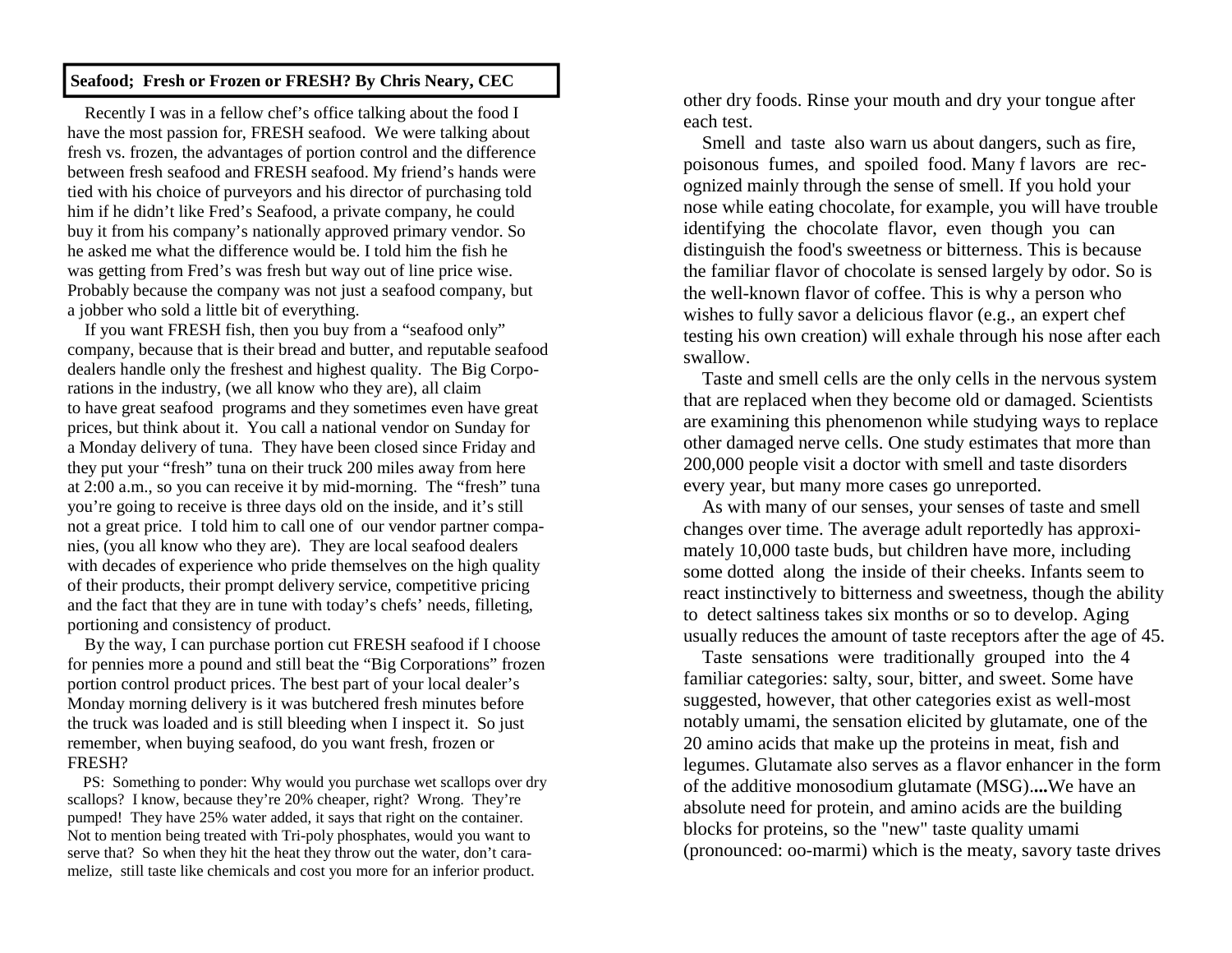**Seafood; Fresh or Frozen or FRESH? By Chris Neary, CEC**

Recently I was in a fellow chef's office talking about the food I have the most passion for, FRESH seafood. We were talking about fresh vs. frozen, the advantages of portion control and the difference between fresh seafood and FRESH seafood. My friend's hands were tied with his choice of purveyors and his director of purchasing told him if he didn't like Fred's Seafood, a private company, he could buy it from his company's nationally approved primary vendor. So he asked me what the difference would be. I told him the fish he was getting from Fred's was fresh but way out of line price wise. Probably because the company was not just a seafood company, but a jobber who sold a little bit of everything.

If you want FRESH fish, then you buy from a "seafood only" company, because that is their bread and butter, and reputable seafood dealers handle only the freshest and highest quality. The Big Corporations in the industry, (we all know who they are), all claim to have great seafood programs and they sometimes even have great prices, but think about it. You call a national vendor on Sunday for a Monday delivery of tuna. They have been closed since Friday and they put your "fresh" tuna on their truck 200 miles away from here at 2:00 a.m., so you can receive it by mid-morning. The "fresh" tuna you're going to receive is three days old on the inside, and it's still not a great price. I told him to call one of our vendor partner companies, (you all know who they are). They are local seafood dealers with decades of experience who pride themselves on the high quality of their products, their prompt delivery service, competitive pricing and the fact that they are in tune with today's chefs' needs, filleting, portioning and consistency of product.

By the way, I can purchase portion cut FRESH seafood if I choose for pennies more a pound and still beat the "Big Corporations" frozen portion control product prices. The best part of your local dealer's Monday morning delivery is it was butchered fresh minutes before the truck was loaded and is still bleeding when I inspect it. So just remember, when buying seafood, do you want fresh, frozen or FRESH?

PS: Something to ponder: Why would you purchase wet scallops over dry scallops? I know, because they're 20% cheaper, right? Wrong. They're pumped! They have 25% water added, it says that right on the container. Not to mention being treated with Tri-poly phosphates, would you want to serve that? So when they hit the heat they throw out the water, don't caramelize, still taste like chemicals and cost you more for an inferior product.

other dry foods. Rinse your mouth and dry your tongue after each test.

Smell and taste also warn us about dangers, such as fire, poisonous fumes, and spoiled food. Many f lavors are recognized mainly through the sense of smell. If you hold your nose while eating chocolate, for example, you will have trouble identifying the chocolate flavor, even though you can distinguish the food's sweetness or bitterness. This is because the familiar flavor of chocolate is sensed largely by odor. So is the well-known flavor of coffee. This is why a person who wishes to fully savor a delicious flavor (e.g., an expert chef testing his own creation) will exhale through his nose after each swallow.

Taste and smell cells are the only cells in the nervous system that are replaced when they become old or damaged. Scientists are examining this phenomenon while studying ways to replace other damaged nerve cells. One study estimates that more than 200,000 people visit a doctor with smell and taste disorders every year, but many more cases go unreported.

As with many of our senses, your senses of taste and smell changes over time. The average adult reportedly has approximately 10,000 taste buds, but children have more, including some dotted along the inside of their cheeks. Infants seem to react instinctively to bitterness and sweetness, though the ability to detect saltiness takes six months or so to develop. Aging usually reduces the amount of taste receptors after the age of 45.

Taste sensations were traditionally grouped into the 4 familiar categories: salty, sour, bitter, and sweet. Some have suggested, however, that other categories exist as well-most notably umami, the sensation elicited by glutamate, one of the 20 amino acids that make up the proteins in meat, fish and legumes. Glutamate also serves as a flavor enhancer in the form of the additive monosodium glutamate (MSG)**....**We have an absolute need for protein, and amino acids are the building blocks for proteins, so the "new" taste quality umami (pronounced: oo-marmi) which is the meaty, savory taste drives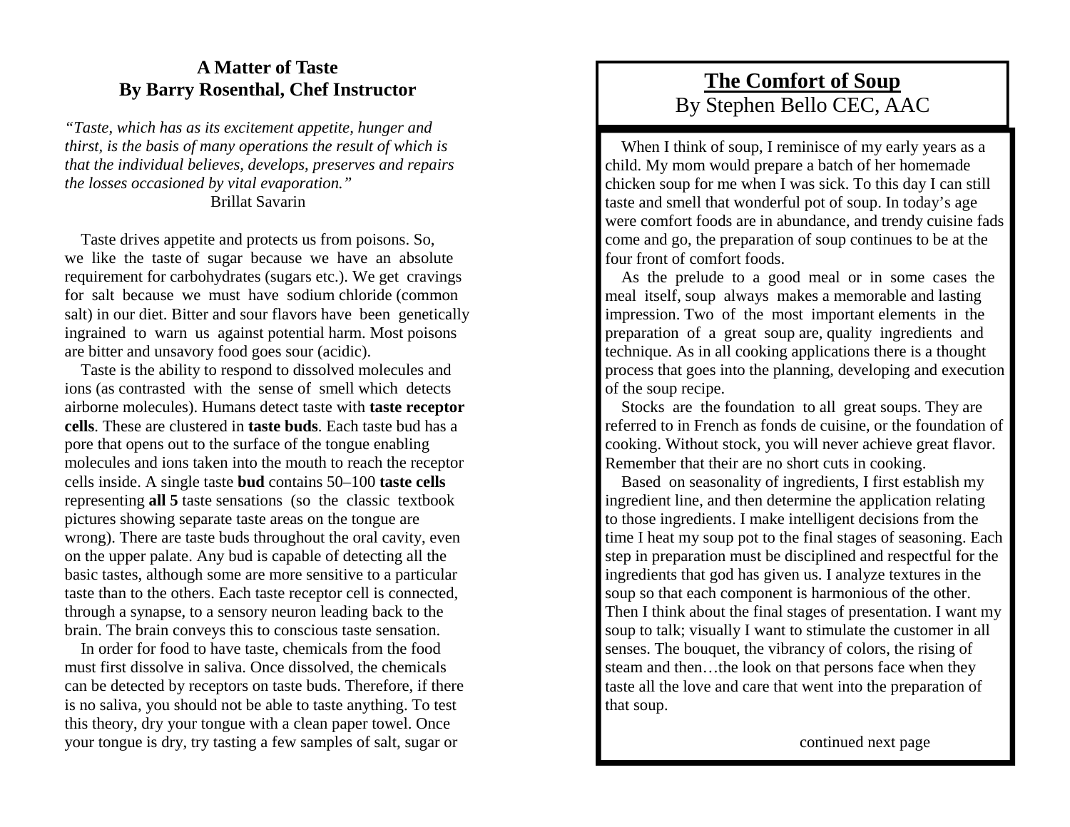## A Matter of Taste
## By Barry Rosenthal, Chef Instructor

*"Taste, which has as its excitement appetite, hunger and thirst, is the basis of many operations the result of which is that the individual believes, develops, preserves and repairs the losses occasioned by vital evaporation."*

Brillat Savarin

Taste drives appetite and protects us from poisons. So, we like the taste of sugar because we have an absolute requirement for carbohydrates (sugars etc.). We get cravings for salt because we must have sodium chloride (common salt) in our diet. Bitter and sour flavors have been genetically ingrained to warn us against potential harm. Most poisons are bitter and unsavory food goes sour (acidic).

Taste is the ability to respond to dissolved molecules and ions (as contrasted with the sense of smell which detects airborne molecules). Humans detect taste with **taste receptor cells**. These are clustered in **taste buds**. Each taste bud has a pore that opens out to the surface of the tongue enabling molecules and ions taken into the mouth to reach the receptor cells inside. A single taste **bud** contains 50–100 **taste cells** representing **all 5** taste sensations (so the classic textbook pictures showing separate taste areas on the tongue are wrong). There are taste buds throughout the oral cavity, even on the upper palate. Any bud is capable of detecting all the basic tastes, although some are more sensitive to a particular taste than to the others. Each taste receptor cell is connected, through a synapse, to a sensory neuron leading back to the brain. The brain conveys this to conscious taste sensation.

In order for food to have taste, chemicals from the food must first dissolve in saliva. Once dissolved, the chemicals can be detected by receptors on taste buds. Therefore, if there is no saliva, you should not be able to taste anything. To test this theory, dry your tongue with a clean paper towel. Once your tongue is dry, try tasting a few samples of salt, sugar or

## <u>The Comfort of Soup</u>
By Stephen Bello CEC, AAC

When I think of soup, I reminisce of my early years as a child. My mom would prepare a batch of her homemade chicken soup for me when I was sick. To this day I can still taste and smell that wonderful pot of soup. In today's age were comfort foods are in abundance, and trendy cuisine fads come and go, the preparation of soup continues to be at the four front of comfort foods.

As the prelude to a good meal or in some cases the meal itself, soup always makes a memorable and lasting impression. Two of the most important elements in the preparation of a great soup are, quality ingredients and technique. As in all cooking applications there is a thought process that goes into the planning, developing and execution of the soup recipe.

Stocks are the foundation to all great soups. They are referred to in French as fonds de cuisine, or the foundation of cooking. Without stock, you will never achieve great flavor. Remember that their are no short cuts in cooking.

Based on seasonality of ingredients, I first establish my ingredient line, and then determine the application relating to those ingredients. I make intelligent decisions from the time I heat my soup pot to the final stages of seasoning. Each step in preparation must be disciplined and respectful for the ingredients that god has given us. I analyze textures in the soup so that each component is harmonious of the other. Then I think about the final stages of presentation. I want my soup to talk; visually I want to stimulate the customer in all senses. The bouquet, the vibrancy of colors, the rising of steam and then…the look on that persons face when they taste all the love and care that went into the preparation of that soup.

continued next page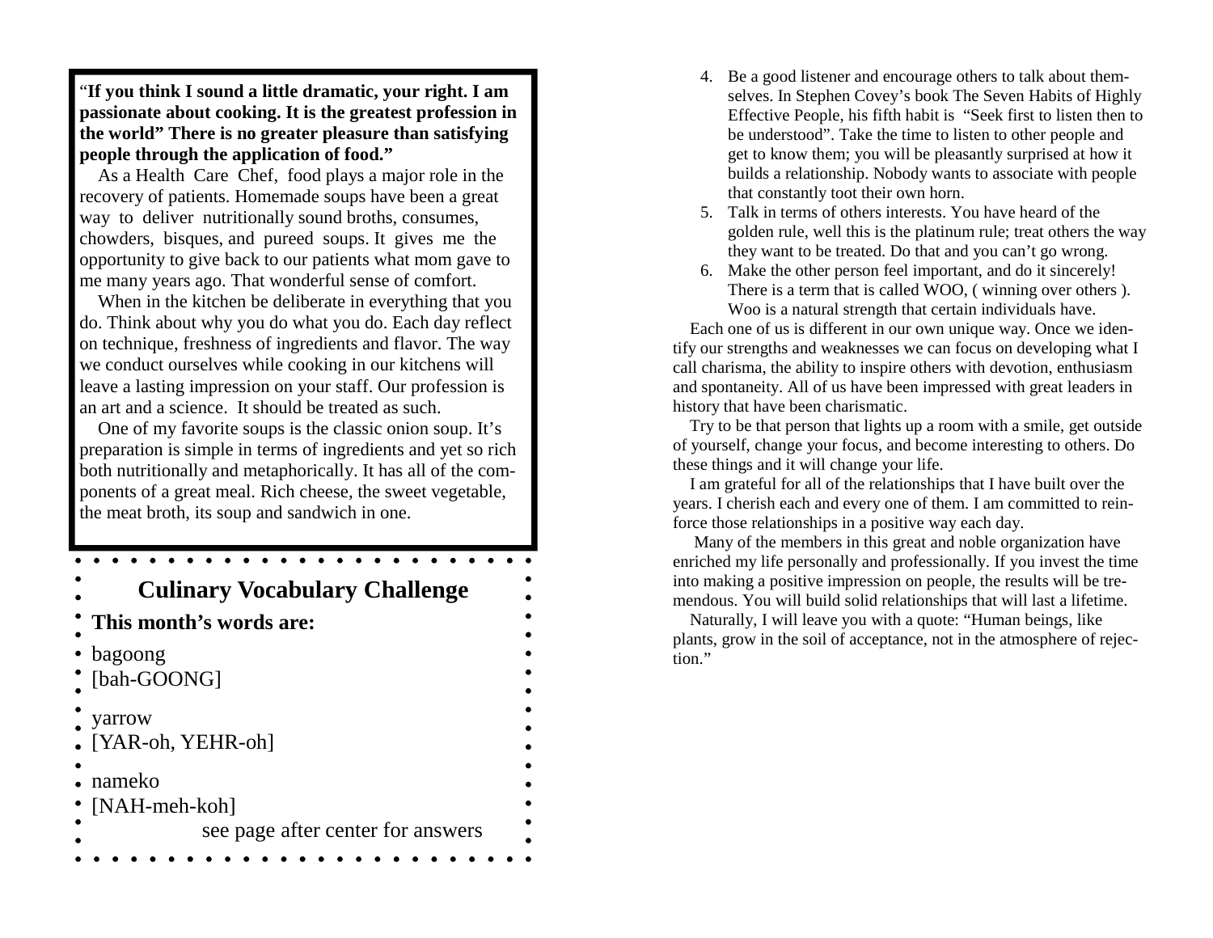"**If you think I sound a little dramatic, your right. I am passionate about cooking. It is the greatest profession in the world" There is no greater pleasure than satisfying people through the application of food."**

As a Health Care Chef, food plays a major role in the recovery of patients. Homemade soups have been a great way to deliver nutritionally sound broths, consumes, chowders, bisques, and pureed soups. It gives me the opportunity to give back to our patients what mom gave to me many years ago. That wonderful sense of comfort.

When in the kitchen be deliberate in everything that you do. Think about why you do what you do. Each day reflect on technique, freshness of ingredients and flavor. The way we conduct ourselves while cooking in our kitchens will leave a lasting impression on your staff. Our profession is an art and a science. It should be treated as such.

One of my favorite soups is the classic onion soup. It's preparation is simple in terms of ingredients and yet so rich both nutritionally and metaphorically. It has all of the components of a great meal. Rich cheese, the sweet vegetable, the meat broth, its soup and sandwich in one.

## Culinary Vocabulary Challenge

**This month's words are:**

bagoong
[bah-GOONG]

yarrow
[YAR-oh, YEHR-oh]

nameko
[NAH-meh-koh]

see page after center for answers

4. Be a good listener and encourage others to talk about themselves. In Stephen Covey's book The Seven Habits of Highly Effective People, his fifth habit is "Seek first to listen then to be understood". Take the time to listen to other people and get to know them; you will be pleasantly surprised at how it builds a relationship. Nobody wants to associate with people that constantly toot their own horn.
5. Talk in terms of others interests. You have heard of the golden rule, well this is the platinum rule; treat others the way they want to be treated. Do that and you can't go wrong.
6. Make the other person feel important, and do it sincerely! There is a term that is called WOO, ( winning over others ). Woo is a natural strength that certain individuals have.

Each one of us is different in our own unique way. Once we identify our strengths and weaknesses we can focus on developing what I call charisma, the ability to inspire others with devotion, enthusiasm and spontaneity. All of us have been impressed with great leaders in history that have been charismatic.

Try to be that person that lights up a room with a smile, get outside of yourself, change your focus, and become interesting to others. Do these things and it will change your life.

I am grateful for all of the relationships that I have built over the years. I cherish each and every one of them. I am committed to reinforce those relationships in a positive way each day.

Many of the members in this great and noble organization have enriched my life personally and professionally. If you invest the time into making a positive impression on people, the results will be tremendous. You will build solid relationships that will last a lifetime.

Naturally, I will leave you with a quote: "Human beings, like plants, grow in the soil of acceptance, not in the atmosphere of rejection."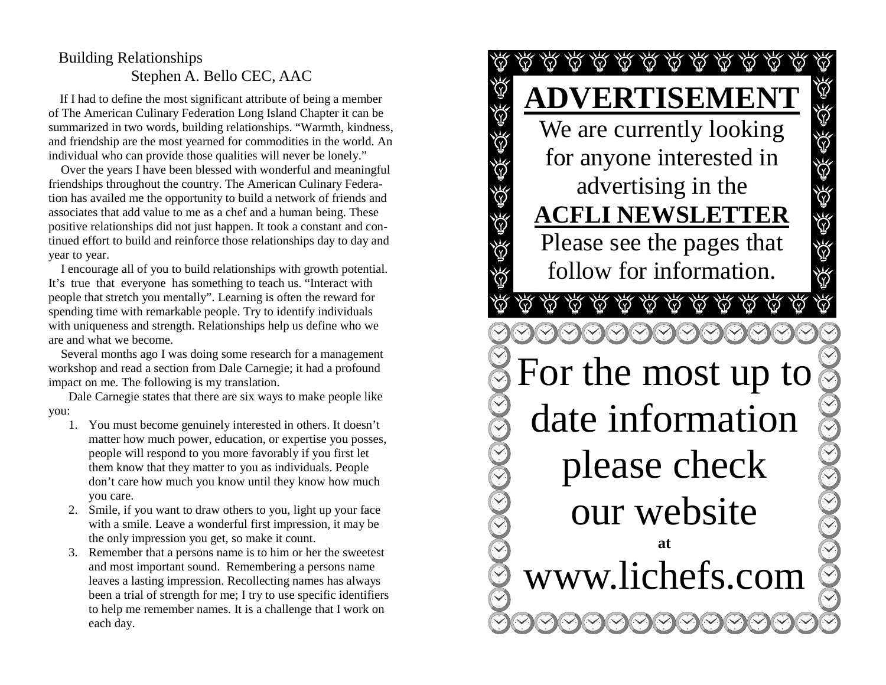## Building Relationships

Stephen A. Bello CEC, AAC

If I had to define the most significant attribute of being a member of The American Culinary Federation Long Island Chapter it can be summarized in two words, building relationships. "Warmth, kindness, and friendship are the most yearned for commodities in the world. An individual who can provide those qualities will never be lonely."

Over the years I have been blessed with wonderful and meaningful friendships throughout the country. The American Culinary Federation has availed me the opportunity to build a network of friends and associates that add value to me as a chef and a human being. These positive relationships did not just happen. It took a constant and continued effort to build and reinforce those relationships day to day and year to year.

I encourage all of you to build relationships with growth potential. It's true that everyone has something to teach us. "Interact with people that stretch you mentally". Learning is often the reward for spending time with remarkable people. Try to identify individuals with uniqueness and strength. Relationships help us define who we are and what we become.

Several months ago I was doing some research for a management workshop and read a section from Dale Carnegie; it had a profound impact on me. The following is my translation.

Dale Carnegie states that there are six ways to make people like you:

1. You must become genuinely interested in others. It doesn't matter how much power, education, or expertise you posses, people will respond to you more favorably if you first let them know that they matter to you as individuals. People don't care how much you know until they know how much you care.
2. Smile, if you want to draw others to you, light up your face with a smile. Leave a wonderful first impression, it may be the only impression you get, so make it count.
3. Remember that a persons name is to him or her the sweetest and most important sound. Remembering a persons name leaves a lasting impression. Recollecting names has always been a trial of strength for me; I try to use specific identifiers to help me remember names. It is a challenge that I work on each day.

**ADVERTISEMENT**

We are currently looking for anyone interested in advertising in the **ACFLI NEWSLETTER** Please see the pages that follow for information.

For the most up to date information please check our website

**at**

www.lichefs.com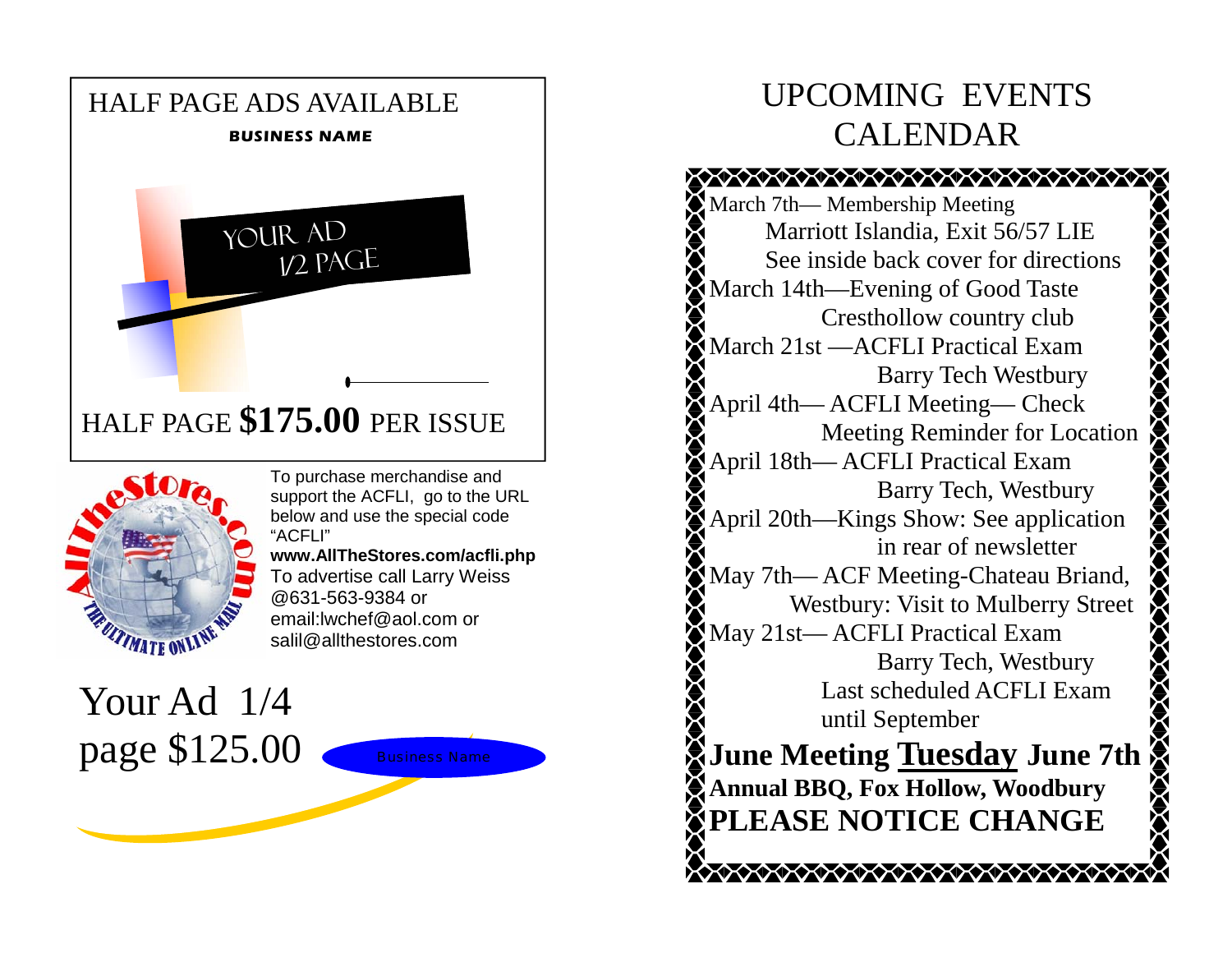HALF PAGE ADS AVAILABLE

**BUSINESS NAME**

YOUR AD
1/2 PAGE

HALF PAGE **$175.00** PER ISSUE

To purchase merchandise and support the ACFLI, go to the URL below and use the special code "ACFLI"

**www.AllTheStores.com/acfli.php**

To advertise call Larry Weiss @631-563-9384 or email:lwchef@aol.com or salil@allthestores.com

Your Ad 1/4 page $125.00

Business Name

# UPCOMING EVENTS CALENDAR

March 7th— Membership Meeting
Marriott Islandia, Exit 56/57 LIE
See inside back cover for directions

March 14th—Evening of Good Taste
Cresthollow country club

March 21st —ACFLI Practical Exam
Barry Tech Westbury

April 4th— ACFLI Meeting— Check Meeting Reminder for Location

April 18th— ACFLI Practical Exam
Barry Tech, Westbury

April 20th—Kings Show: See application in rear of newsletter

May 7th— ACF Meeting-Chateau Briand, Westbury: Visit to Mulberry Street

May 21st— ACFLI Practical Exam
Barry Tech, Westbury
Last scheduled ACFLI Exam until September

**June Meeting Tuesday June 7th**
**Annual BBQ, Fox Hollow, Woodbury**
**PLEASE NOTICE CHANGE**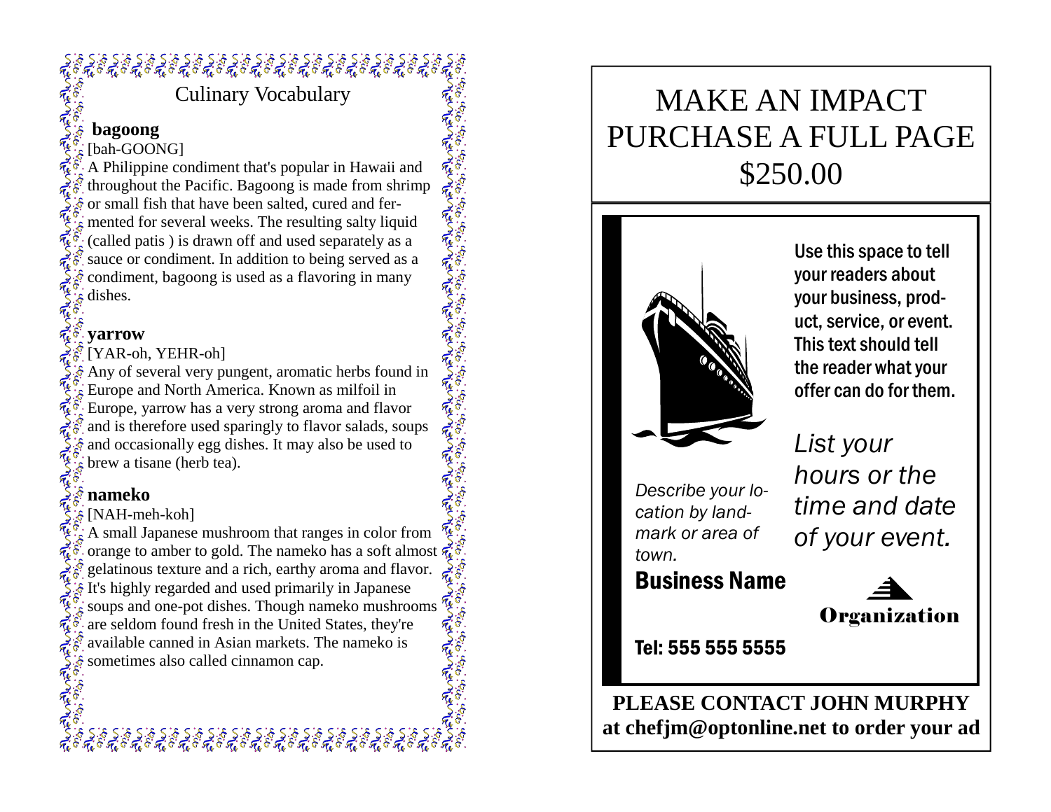## Culinary Vocabulary

**bagoong**
[bah-GOONG]
A Philippine condiment that's popular in Hawaii and throughout the Pacific. Bagoong is made from shrimp or small fish that have been salted, cured and fermented for several weeks. The resulting salty liquid (called patis ) is drawn off and used separately as a sauce or condiment. In addition to being served as a condiment, bagoong is used as a flavoring in many dishes.

**yarrow**
[YAR-oh, YEHR-oh]
Any of several very pungent, aromatic herbs found in Europe and North America. Known as milfoil in Europe, yarrow has a very strong aroma and flavor and is therefore used sparingly to flavor salads, soups and occasionally egg dishes. It may also be used to brew a tisane (herb tea).

**nameko**
[NAH-meh-koh]
A small Japanese mushroom that ranges in color from orange to amber to gold. The nameko has a soft almost gelatinous texture and a rich, earthy aroma and flavor. It's highly regarded and used primarily in Japanese soups and one-pot dishes. Though nameko mushrooms are seldom found fresh in the United States, they're available canned in Asian markets. The nameko is sometimes also called cinnamon cap.

# MAKE AN IMPACT PURCHASE A FULL PAGE $250.00

Use this space to tell your readers about your business, product, service, or event. This text should tell the reader what your offer can do for them.

*List your hours or the time and date of your event.*

*Describe your location by landmark or area of town.*

**Business Name**

**Organization**

**Tel: 555 555 5555**

**PLEASE CONTACT JOHN MURPHY at chefjm@optonline.net to order your ad**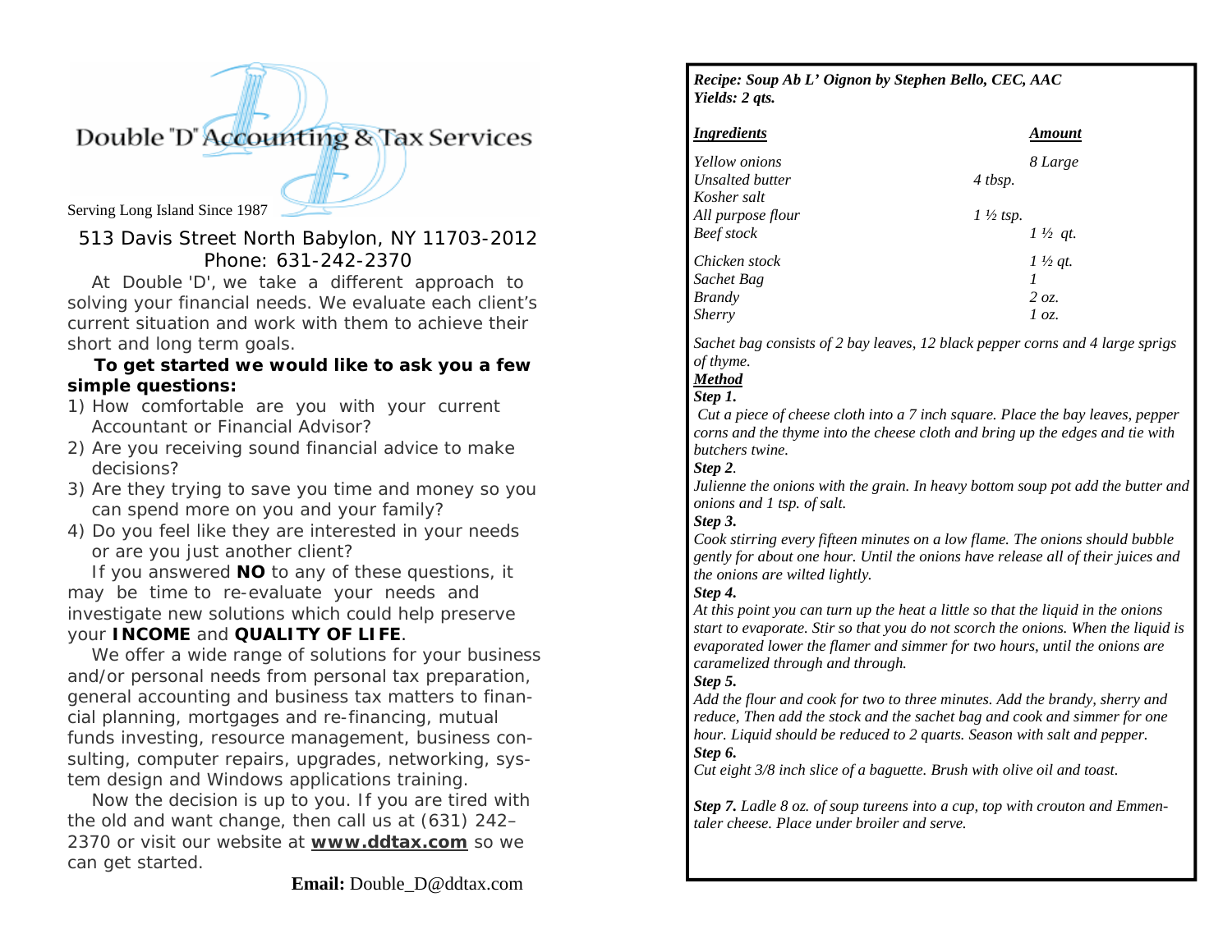Double "D" Accounting & Tax Services

Serving Long Island Since 1987

513 Davis Street North Babylon, NY 11703-2012
Phone: 631-242-2370

At Double 'D', we take a different approach to solving your financial needs. We evaluate each client's current situation and work with them to achieve their short and long term goals.

**To get started we would like to ask you a few simple questions:**

1) How comfortable are you with your current Accountant or Financial Advisor?
2) Are you receiving sound financial advice to make decisions?
3) Are they trying to save you time and money so you can spend more on you and your family?
4) Do you feel like they are interested in your needs or are you just another client?

If you answered **NO** to any of these questions, it may be time to re-evaluate your needs and investigate new solutions which could help preserve your **INCOME** and **QUALITY OF LIFE**.

We offer a wide range of solutions for your business and/or personal needs from personal tax preparation, general accounting and business tax matters to financial planning, mortgages and re-financing, mutual funds investing, resource management, business consulting, computer repairs, upgrades, networking, system design and Windows applications training.

Now the decision is up to you. If you are tired with the old and want change, then call us at (631) 242–2370 or visit our website at **www.ddtax.com** so we can get started.

**Email:** Double_D@ddtax.com

***Recipe: Soup Ab L' Oignon by Stephen Bello, CEC, AAC***
***Yields: 2 qts.***

| ***Ingredients*** | ***Amount*** |
|---|---|
| *Yellow onions* | *8 Large* |
| *Unsalted butter* | *4 tbsp.* |
| *Kosher salt* | |
| *All purpose flour* | *1 ½ tsp.* |
| *Beef stock* | *1 ½ qt.* |
| *Chicken stock* | *1 ½ qt.* |
| *Sachet Bag* | *1* |
| *Brandy* | *2 oz.* |
| *Sherry* | *1 oz.* |

*Sachet bag consists of 2 bay leaves, 12 black pepper corns and 4 large sprigs of thyme.*

***Method***

***Step 1.***
*Cut a piece of cheese cloth into a 7 inch square. Place the bay leaves, pepper corns and the thyme into the cheese cloth and bring up the edges and tie with butchers twine.*

***Step 2.***
*Julienne the onions with the grain. In heavy bottom soup pot add the butter and onions and 1 tsp. of salt.*

***Step 3.***
*Cook stirring every fifteen minutes on a low flame. The onions should bubble gently for about one hour. Until the onions have release all of their juices and the onions are wilted lightly.*

***Step 4.***
*At this point you can turn up the heat a little so that the liquid in the onions start to evaporate. Stir so that you do not scorch the onions. When the liquid is evaporated lower the flamer and simmer for two hours, until the onions are caramelized through and through.*

***Step 5.***
*Add the flour and cook for two to three minutes. Add the brandy, sherry and reduce, Then add the stock and the sachet bag and cook and simmer for one hour. Liquid should be reduced to 2 quarts. Season with salt and pepper.*

***Step 6.***
*Cut eight 3/8 inch slice of a baguette. Brush with olive oil and toast.*

***Step 7.*** *Ladle 8 oz. of soup tureens into a cup, top with crouton and Emmentaler cheese. Place under broiler and serve.*